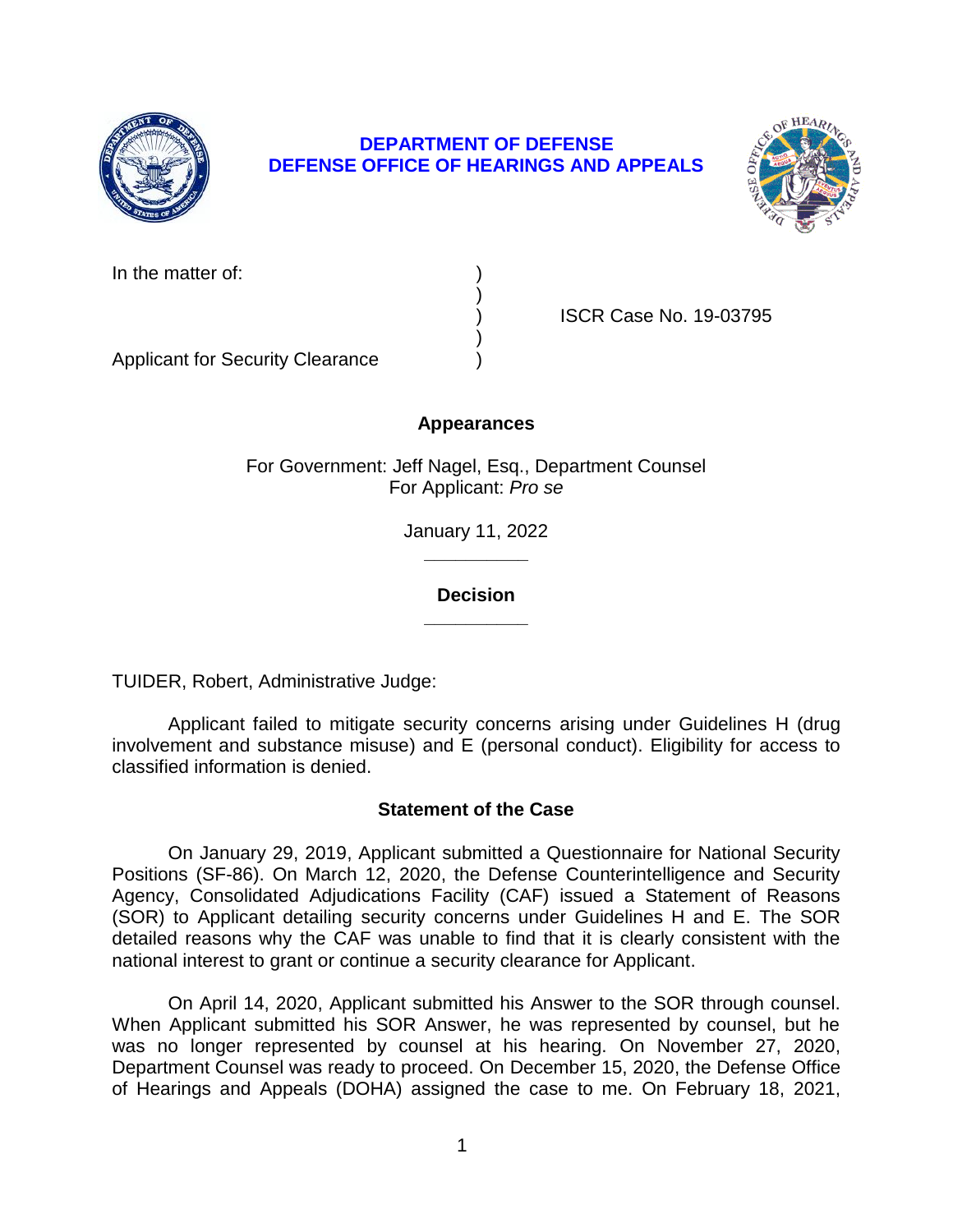**DEPARTMENT OF DEFENSE**
**DEFENSE OFFICE OF HEARINGS AND APPEALS**

| | | |
|---|---|---|
| In the matter of: | ) | |
| | ) | |
| | ) | ISCR Case No. 19-03795 |
| | ) | |
| Applicant for Security Clearance | ) | |

**Appearances**

For Government: Jeff Nagel, Esq., Department Counsel
For Applicant: *Pro se*

January 11, 2022

______________

**Decision**

______________

TUIDER, Robert, Administrative Judge:

Applicant failed to mitigate security concerns arising under Guidelines H (drug involvement and substance misuse) and E (personal conduct). Eligibility for access to classified information is denied.

## Statement of the Case

On January 29, 2019, Applicant submitted a Questionnaire for National Security Positions (SF-86). On March 12, 2020, the Defense Counterintelligence and Security Agency, Consolidated Adjudications Facility (CAF) issued a Statement of Reasons (SOR) to Applicant detailing security concerns under Guidelines H and E. The SOR detailed reasons why the CAF was unable to find that it is clearly consistent with the national interest to grant or continue a security clearance for Applicant.

On April 14, 2020, Applicant submitted his Answer to the SOR through counsel. When Applicant submitted his SOR Answer, he was represented by counsel, but he was no longer represented by counsel at his hearing. On November 27, 2020, Department Counsel was ready to proceed. On December 15, 2020, the Defense Office of Hearings and Appeals (DOHA) assigned the case to me. On February 18, 2021,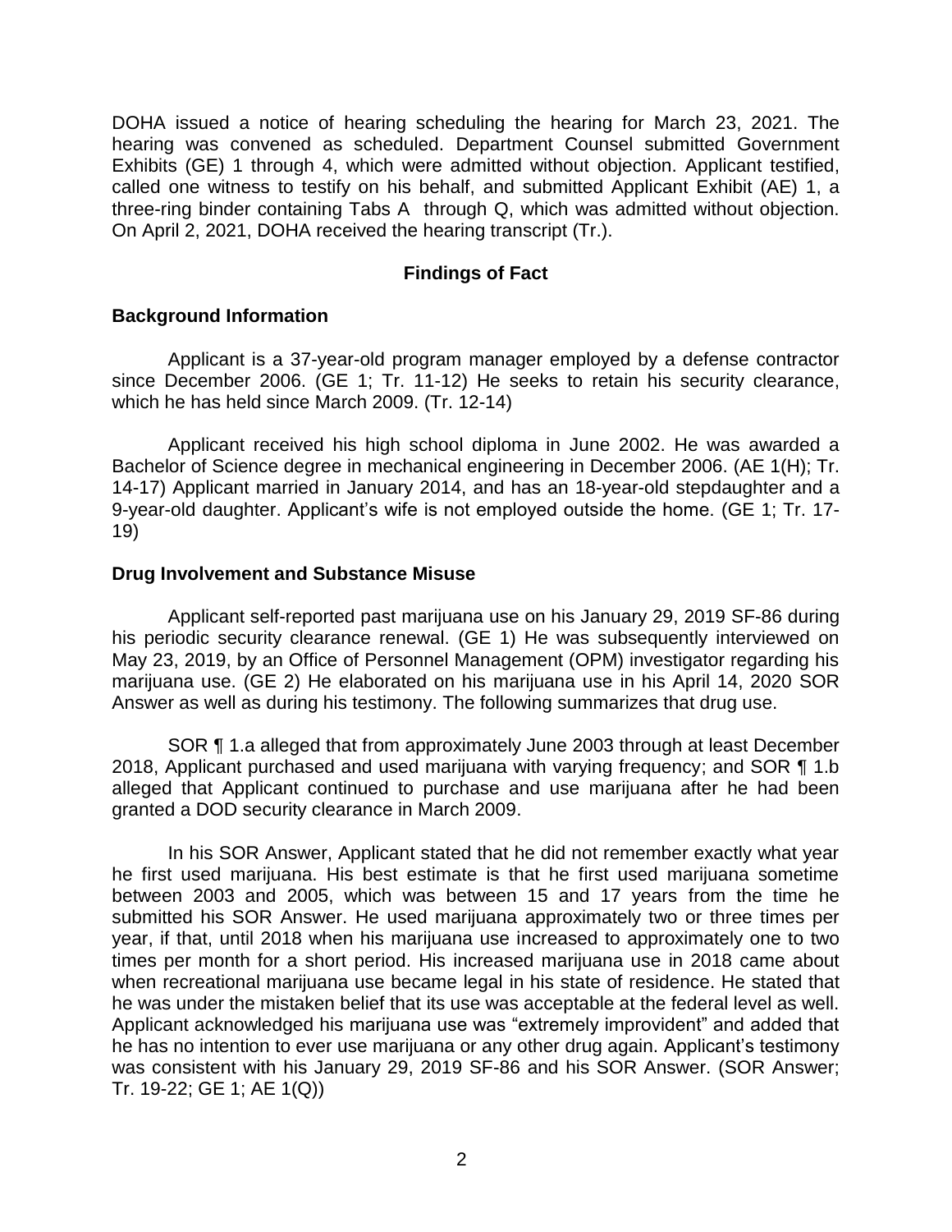DOHA issued a notice of hearing scheduling the hearing for March 23, 2021. The hearing was convened as scheduled. Department Counsel submitted Government Exhibits (GE) 1 through 4, which were admitted without objection. Applicant testified, called one witness to testify on his behalf, and submitted Applicant Exhibit (AE) 1, a three-ring binder containing Tabs A through Q, which was admitted without objection. On April 2, 2021, DOHA received the hearing transcript (Tr.).

## Findings of Fact

### Background Information

Applicant is a 37-year-old program manager employed by a defense contractor since December 2006. (GE 1; Tr. 11-12) He seeks to retain his security clearance, which he has held since March 2009. (Tr. 12-14)

Applicant received his high school diploma in June 2002. He was awarded a Bachelor of Science degree in mechanical engineering in December 2006. (AE 1(H); Tr. 14-17) Applicant married in January 2014, and has an 18-year-old stepdaughter and a 9-year-old daughter. Applicant's wife is not employed outside the home. (GE 1; Tr. 17-19)

### Drug Involvement and Substance Misuse

Applicant self-reported past marijuana use on his January 29, 2019 SF-86 during his periodic security clearance renewal. (GE 1) He was subsequently interviewed on May 23, 2019, by an Office of Personnel Management (OPM) investigator regarding his marijuana use. (GE 2) He elaborated on his marijuana use in his April 14, 2020 SOR Answer as well as during his testimony. The following summarizes that drug use.

SOR ¶ 1.a alleged that from approximately June 2003 through at least December 2018, Applicant purchased and used marijuana with varying frequency; and SOR ¶ 1.b alleged that Applicant continued to purchase and use marijuana after he had been granted a DOD security clearance in March 2009.

In his SOR Answer, Applicant stated that he did not remember exactly what year he first used marijuana. His best estimate is that he first used marijuana sometime between 2003 and 2005, which was between 15 and 17 years from the time he submitted his SOR Answer. He used marijuana approximately two or three times per year, if that, until 2018 when his marijuana use increased to approximately one to two times per month for a short period. His increased marijuana use in 2018 came about when recreational marijuana use became legal in his state of residence. He stated that he was under the mistaken belief that its use was acceptable at the federal level as well. Applicant acknowledged his marijuana use was "extremely improvident" and added that he has no intention to ever use marijuana or any other drug again. Applicant's testimony was consistent with his January 29, 2019 SF-86 and his SOR Answer. (SOR Answer; Tr. 19-22; GE 1; AE 1(Q))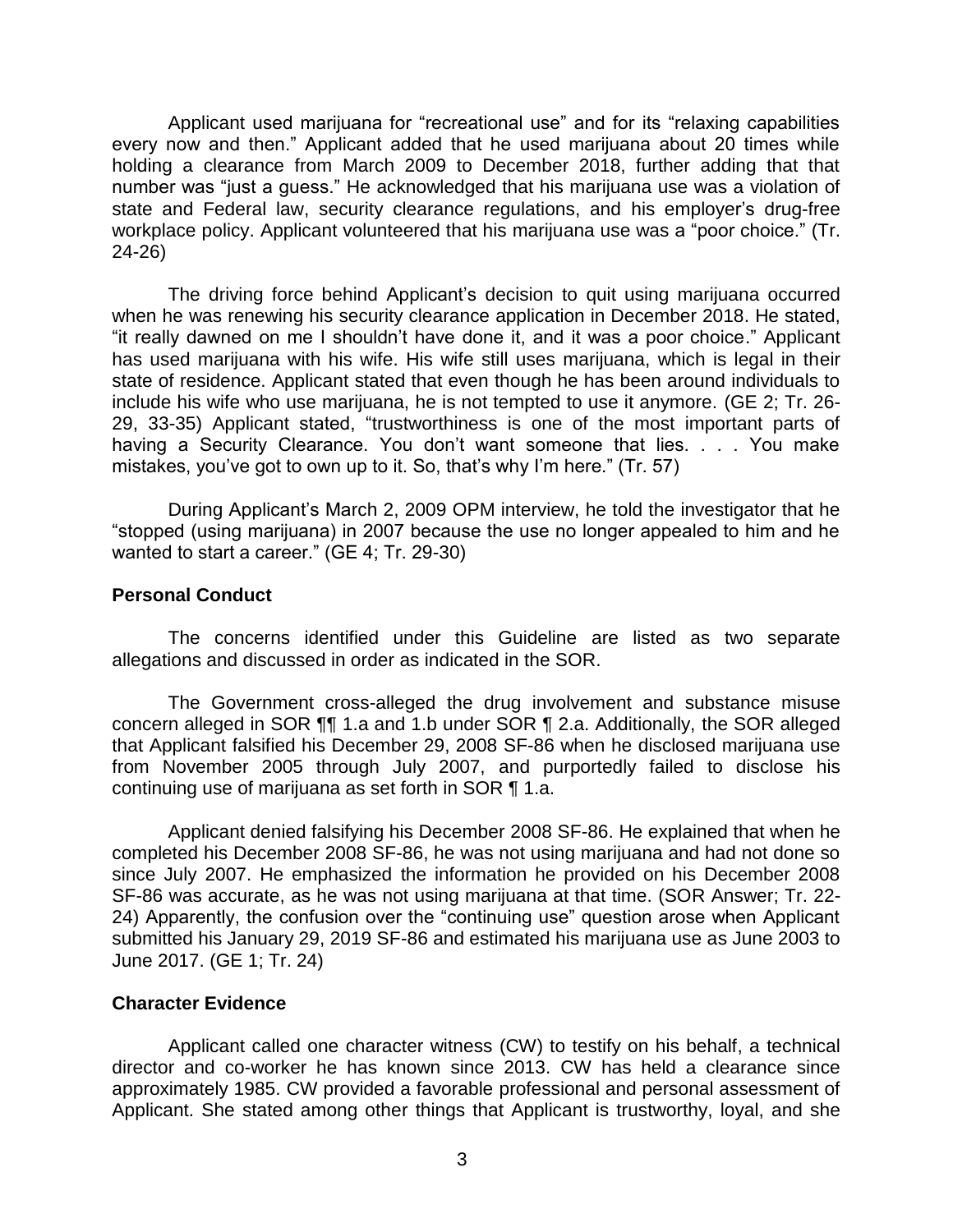Applicant used marijuana for "recreational use" and for its "relaxing capabilities every now and then." Applicant added that he used marijuana about 20 times while holding a clearance from March 2009 to December 2018, further adding that that number was "just a guess." He acknowledged that his marijuana use was a violation of state and Federal law, security clearance regulations, and his employer's drug-free workplace policy. Applicant volunteered that his marijuana use was a "poor choice." (Tr. 24-26)

The driving force behind Applicant's decision to quit using marijuana occurred when he was renewing his security clearance application in December 2018. He stated, "it really dawned on me I shouldn't have done it, and it was a poor choice." Applicant has used marijuana with his wife. His wife still uses marijuana, which is legal in their state of residence. Applicant stated that even though he has been around individuals to include his wife who use marijuana, he is not tempted to use it anymore. (GE 2; Tr. 26-29, 33-35) Applicant stated, "trustworthiness is one of the most important parts of having a Security Clearance. You don't want someone that lies. . . . You make mistakes, you've got to own up to it. So, that's why I'm here." (Tr. 57)

During Applicant's March 2, 2009 OPM interview, he told the investigator that he "stopped (using marijuana) in 2007 because the use no longer appealed to him and he wanted to start a career." (GE 4; Tr. 29-30)

### Personal Conduct

The concerns identified under this Guideline are listed as two separate allegations and discussed in order as indicated in the SOR.

The Government cross-alleged the drug involvement and substance misuse concern alleged in SOR ¶¶ 1.a and 1.b under SOR ¶ 2.a. Additionally, the SOR alleged that Applicant falsified his December 29, 2008 SF-86 when he disclosed marijuana use from November 2005 through July 2007, and purportedly failed to disclose his continuing use of marijuana as set forth in SOR ¶ 1.a.

Applicant denied falsifying his December 2008 SF-86. He explained that when he completed his December 2008 SF-86, he was not using marijuana and had not done so since July 2007. He emphasized the information he provided on his December 2008 SF-86 was accurate, as he was not using marijuana at that time. (SOR Answer; Tr. 22-24) Apparently, the confusion over the "continuing use" question arose when Applicant submitted his January 29, 2019 SF-86 and estimated his marijuana use as June 2003 to June 2017. (GE 1; Tr. 24)

### Character Evidence

Applicant called one character witness (CW) to testify on his behalf, a technical director and co-worker he has known since 2013. CW has held a clearance since approximately 1985. CW provided a favorable professional and personal assessment of Applicant. She stated among other things that Applicant is trustworthy, loyal, and she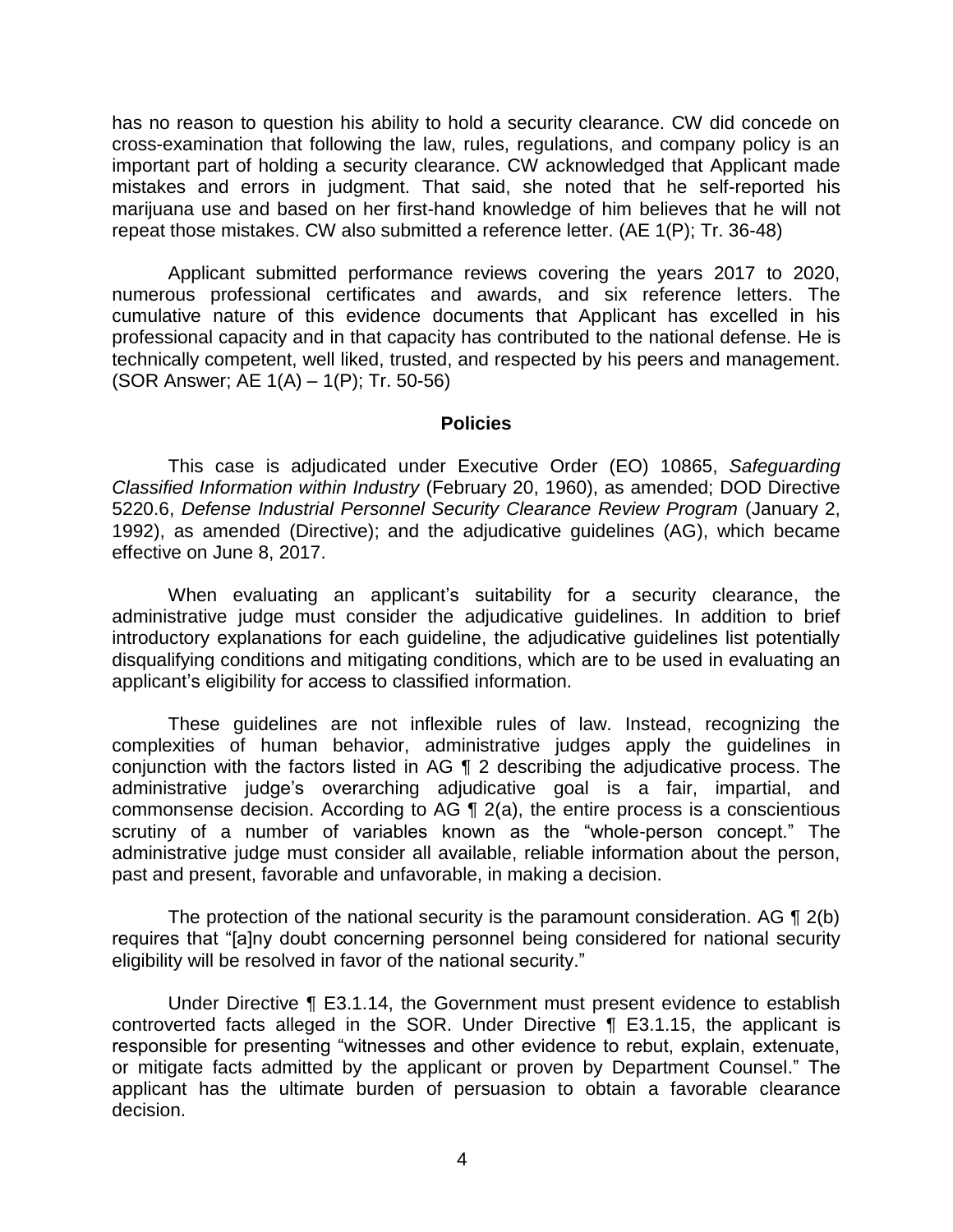has no reason to question his ability to hold a security clearance. CW did concede on cross-examination that following the law, rules, regulations, and company policy is an important part of holding a security clearance. CW acknowledged that Applicant made mistakes and errors in judgment. That said, she noted that he self-reported his marijuana use and based on her first-hand knowledge of him believes that he will not repeat those mistakes. CW also submitted a reference letter. (AE 1(P); Tr. 36-48)

Applicant submitted performance reviews covering the years 2017 to 2020, numerous professional certificates and awards, and six reference letters. The cumulative nature of this evidence documents that Applicant has excelled in his professional capacity and in that capacity has contributed to the national defense. He is technically competent, well liked, trusted, and respected by his peers and management. (SOR Answer; AE 1(A) – 1(P); Tr. 50-56)

## Policies

This case is adjudicated under Executive Order (EO) 10865, *Safeguarding Classified Information within Industry* (February 20, 1960), as amended; DOD Directive 5220.6, *Defense Industrial Personnel Security Clearance Review Program* (January 2, 1992), as amended (Directive); and the adjudicative guidelines (AG), which became effective on June 8, 2017.

When evaluating an applicant's suitability for a security clearance, the administrative judge must consider the adjudicative guidelines. In addition to brief introductory explanations for each guideline, the adjudicative guidelines list potentially disqualifying conditions and mitigating conditions, which are to be used in evaluating an applicant's eligibility for access to classified information.

These guidelines are not inflexible rules of law. Instead, recognizing the complexities of human behavior, administrative judges apply the guidelines in conjunction with the factors listed in AG ¶ 2 describing the adjudicative process. The administrative judge's overarching adjudicative goal is a fair, impartial, and commonsense decision. According to AG ¶ 2(a), the entire process is a conscientious scrutiny of a number of variables known as the "whole-person concept." The administrative judge must consider all available, reliable information about the person, past and present, favorable and unfavorable, in making a decision.

The protection of the national security is the paramount consideration. AG ¶ 2(b) requires that "[a]ny doubt concerning personnel being considered for national security eligibility will be resolved in favor of the national security."

Under Directive ¶ E3.1.14, the Government must present evidence to establish controverted facts alleged in the SOR. Under Directive ¶ E3.1.15, the applicant is responsible for presenting "witnesses and other evidence to rebut, explain, extenuate, or mitigate facts admitted by the applicant or proven by Department Counsel." The applicant has the ultimate burden of persuasion to obtain a favorable clearance decision.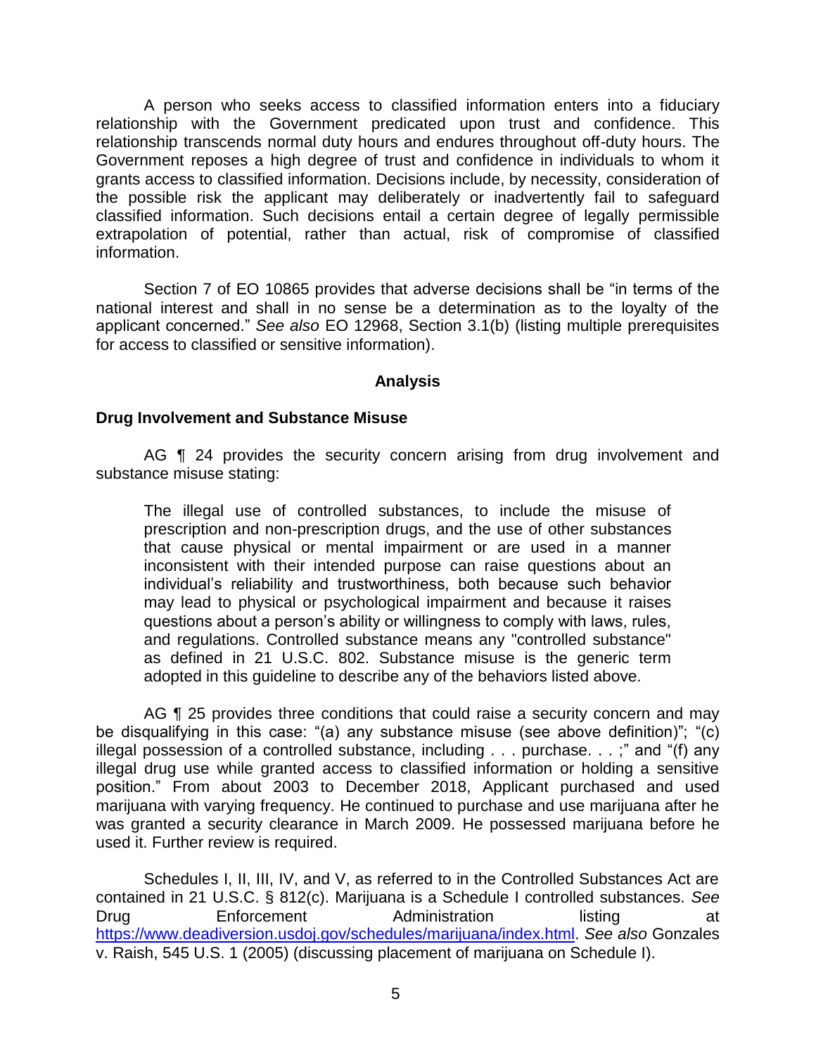A person who seeks access to classified information enters into a fiduciary relationship with the Government predicated upon trust and confidence. This relationship transcends normal duty hours and endures throughout off-duty hours. The Government reposes a high degree of trust and confidence in individuals to whom it grants access to classified information. Decisions include, by necessity, consideration of the possible risk the applicant may deliberately or inadvertently fail to safeguard classified information. Such decisions entail a certain degree of legally permissible extrapolation of potential, rather than actual, risk of compromise of classified information.

Section 7 of EO 10865 provides that adverse decisions shall be "in terms of the national interest and shall in no sense be a determination as to the loyalty of the applicant concerned." *See also* EO 12968, Section 3.1(b) (listing multiple prerequisites for access to classified or sensitive information).

## Analysis

### Drug Involvement and Substance Misuse

AG ¶ 24 provides the security concern arising from drug involvement and substance misuse stating:

> The illegal use of controlled substances, to include the misuse of prescription and non-prescription drugs, and the use of other substances that cause physical or mental impairment or are used in a manner inconsistent with their intended purpose can raise questions about an individual's reliability and trustworthiness, both because such behavior may lead to physical or psychological impairment and because it raises questions about a person's ability or willingness to comply with laws, rules, and regulations. Controlled substance means any "controlled substance" as defined in 21 U.S.C. 802. Substance misuse is the generic term adopted in this guideline to describe any of the behaviors listed above.

AG ¶ 25 provides three conditions that could raise a security concern and may be disqualifying in this case: "(a) any substance misuse (see above definition)"; "(c) illegal possession of a controlled substance, including . . . purchase. . . ;" and "(f) any illegal drug use while granted access to classified information or holding a sensitive position." From about 2003 to December 2018, Applicant purchased and used marijuana with varying frequency. He continued to purchase and use marijuana after he was granted a security clearance in March 2009. He possessed marijuana before he used it. Further review is required.

Schedules I, II, III, IV, and V, as referred to in the Controlled Substances Act are contained in 21 U.S.C. § 812(c). Marijuana is a Schedule I controlled substances. *See* Drug Enforcement Administration listing at https://www.deadiversion.usdoj.gov/schedules/marijuana/index.html. *See also* Gonzales v. Raish, 545 U.S. 1 (2005) (discussing placement of marijuana on Schedule I).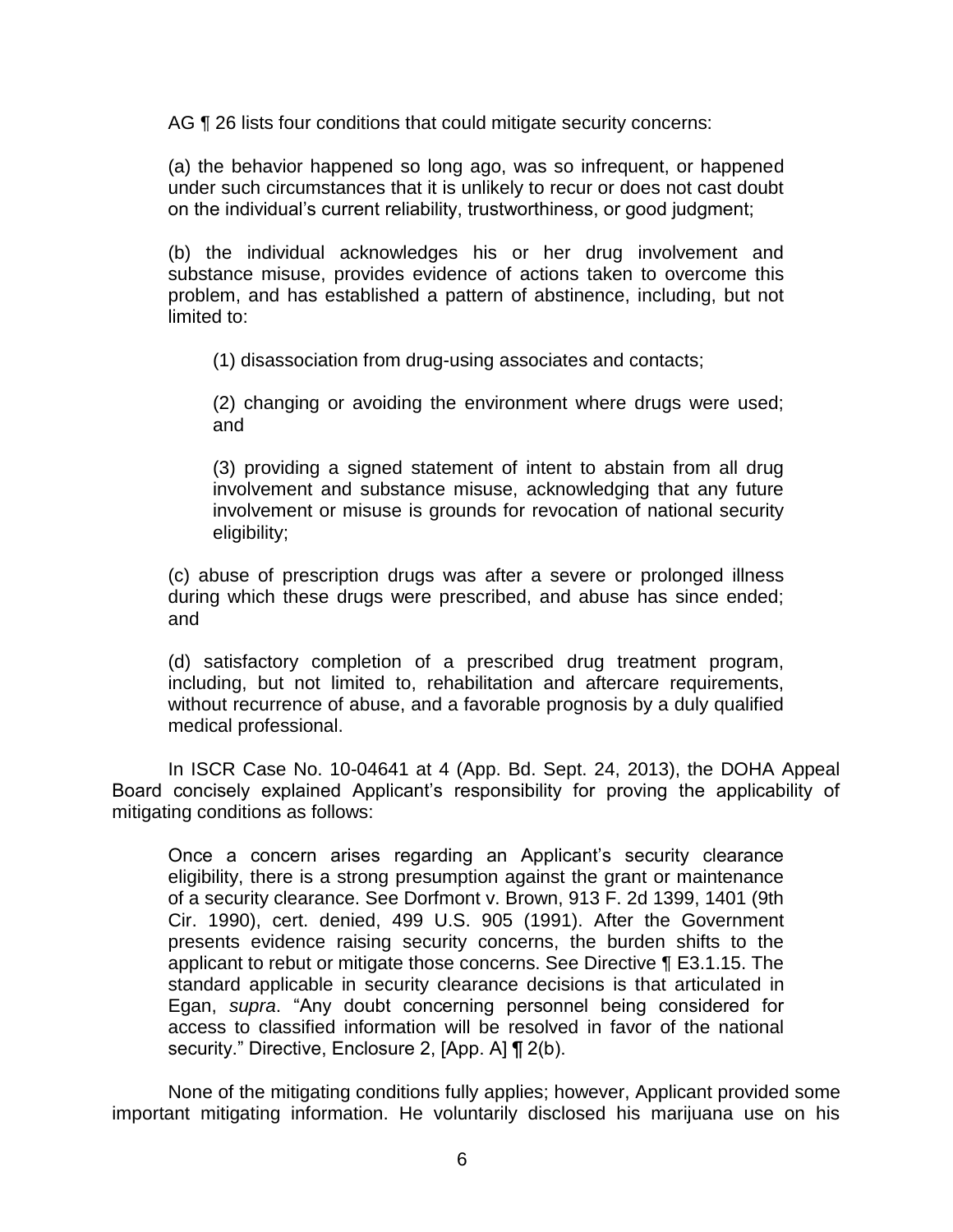AG ¶ 26 lists four conditions that could mitigate security concerns:

> (a) the behavior happened so long ago, was so infrequent, or happened under such circumstances that it is unlikely to recur or does not cast doubt on the individual's current reliability, trustworthiness, or good judgment;
>
> (b) the individual acknowledges his or her drug involvement and substance misuse, provides evidence of actions taken to overcome this problem, and has established a pattern of abstinence, including, but not limited to:
>
> > (1) disassociation from drug-using associates and contacts;
> >
> > (2) changing or avoiding the environment where drugs were used; and
> >
> > (3) providing a signed statement of intent to abstain from all drug involvement and substance misuse, acknowledging that any future involvement or misuse is grounds for revocation of national security eligibility;
>
> (c) abuse of prescription drugs was after a severe or prolonged illness during which these drugs were prescribed, and abuse has since ended; and
>
> (d) satisfactory completion of a prescribed drug treatment program, including, but not limited to, rehabilitation and aftercare requirements, without recurrence of abuse, and a favorable prognosis by a duly qualified medical professional.

In ISCR Case No. 10-04641 at 4 (App. Bd. Sept. 24, 2013), the DOHA Appeal Board concisely explained Applicant's responsibility for proving the applicability of mitigating conditions as follows:

> Once a concern arises regarding an Applicant's security clearance eligibility, there is a strong presumption against the grant or maintenance of a security clearance. See Dorfmont v. Brown, 913 F. 2d 1399, 1401 (9th Cir. 1990), cert. denied, 499 U.S. 905 (1991). After the Government presents evidence raising security concerns, the burden shifts to the applicant to rebut or mitigate those concerns. See Directive ¶ E3.1.15. The standard applicable in security clearance decisions is that articulated in Egan, *supra*. "Any doubt concerning personnel being considered for access to classified information will be resolved in favor of the national security." Directive, Enclosure 2, [App. A] ¶ 2(b).

None of the mitigating conditions fully applies; however, Applicant provided some important mitigating information. He voluntarily disclosed his marijuana use on his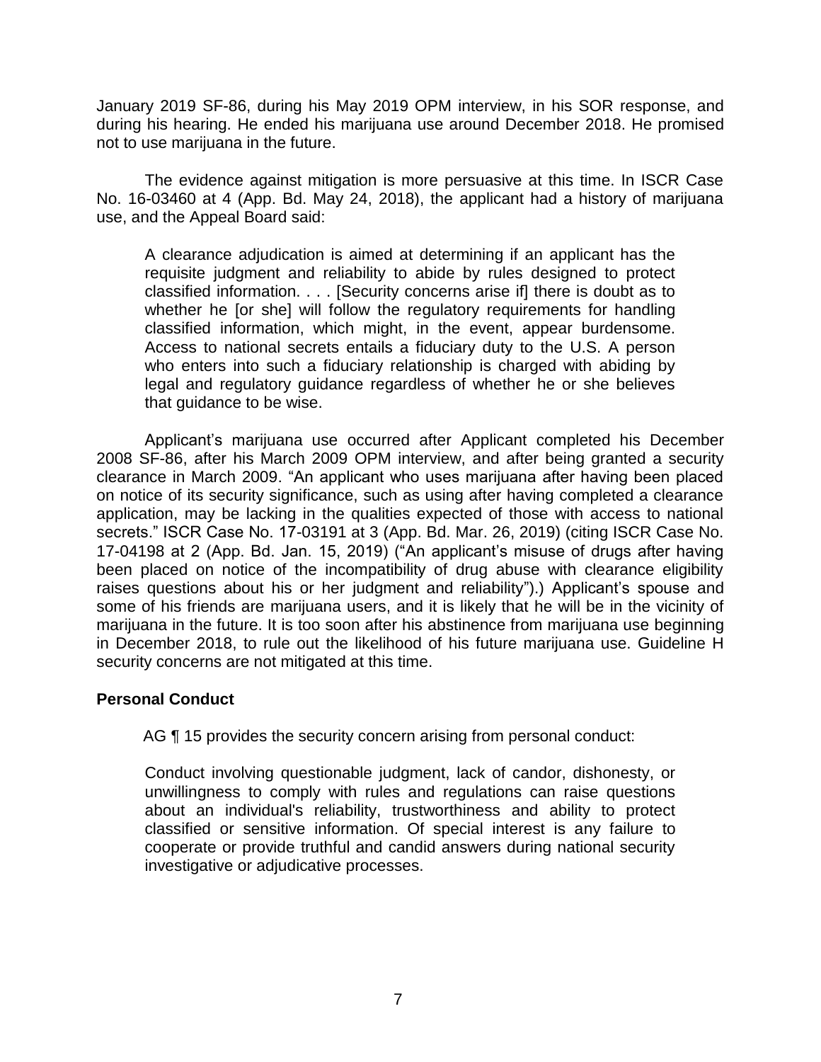January 2019 SF-86, during his May 2019 OPM interview, in his SOR response, and during his hearing. He ended his marijuana use around December 2018. He promised not to use marijuana in the future.

The evidence against mitigation is more persuasive at this time. In ISCR Case No. 16-03460 at 4 (App. Bd. May 24, 2018), the applicant had a history of marijuana use, and the Appeal Board said:

> A clearance adjudication is aimed at determining if an applicant has the requisite judgment and reliability to abide by rules designed to protect classified information. . . . [Security concerns arise if] there is doubt as to whether he [or she] will follow the regulatory requirements for handling classified information, which might, in the event, appear burdensome. Access to national secrets entails a fiduciary duty to the U.S. A person who enters into such a fiduciary relationship is charged with abiding by legal and regulatory guidance regardless of whether he or she believes that guidance to be wise.

Applicant's marijuana use occurred after Applicant completed his December 2008 SF-86, after his March 2009 OPM interview, and after being granted a security clearance in March 2009. "An applicant who uses marijuana after having been placed on notice of its security significance, such as using after having completed a clearance application, may be lacking in the qualities expected of those with access to national secrets." ISCR Case No. 17-03191 at 3 (App. Bd. Mar. 26, 2019) (citing ISCR Case No. 17-04198 at 2 (App. Bd. Jan. 15, 2019) ("An applicant's misuse of drugs after having been placed on notice of the incompatibility of drug abuse with clearance eligibility raises questions about his or her judgment and reliability").) Applicant's spouse and some of his friends are marijuana users, and it is likely that he will be in the vicinity of marijuana in the future. It is too soon after his abstinence from marijuana use beginning in December 2018, to rule out the likelihood of his future marijuana use. Guideline H security concerns are not mitigated at this time.

### Personal Conduct

AG ¶ 15 provides the security concern arising from personal conduct:

> Conduct involving questionable judgment, lack of candor, dishonesty, or unwillingness to comply with rules and regulations can raise questions about an individual's reliability, trustworthiness and ability to protect classified or sensitive information. Of special interest is any failure to cooperate or provide truthful and candid answers during national security investigative or adjudicative processes.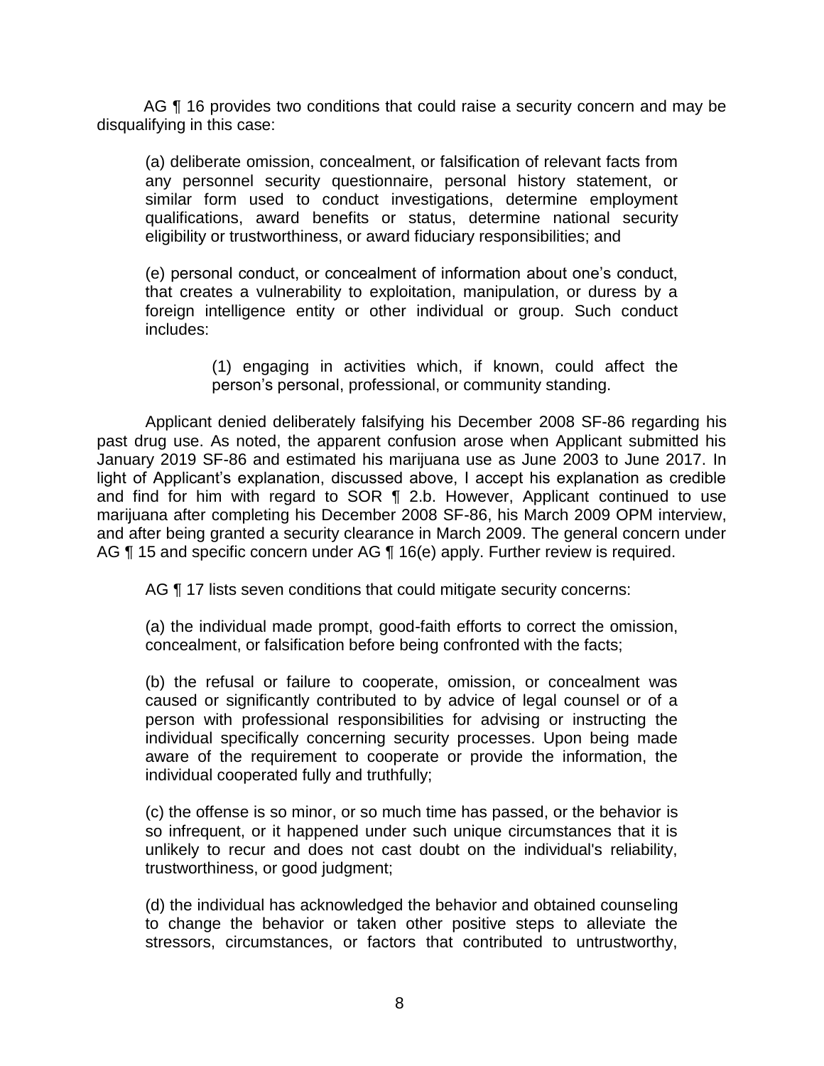AG ¶ 16 provides two conditions that could raise a security concern and may be disqualifying in this case:

> (a) deliberate omission, concealment, or falsification of relevant facts from any personnel security questionnaire, personal history statement, or similar form used to conduct investigations, determine employment qualifications, award benefits or status, determine national security eligibility or trustworthiness, or award fiduciary responsibilities; and
>
> (e) personal conduct, or concealment of information about one's conduct, that creates a vulnerability to exploitation, manipulation, or duress by a foreign intelligence entity or other individual or group. Such conduct includes:
>
> > (1) engaging in activities which, if known, could affect the person's personal, professional, or community standing.

Applicant denied deliberately falsifying his December 2008 SF-86 regarding his past drug use. As noted, the apparent confusion arose when Applicant submitted his January 2019 SF-86 and estimated his marijuana use as June 2003 to June 2017. In light of Applicant's explanation, discussed above, I accept his explanation as credible and find for him with regard to SOR ¶ 2.b. However, Applicant continued to use marijuana after completing his December 2008 SF-86, his March 2009 OPM interview, and after being granted a security clearance in March 2009. The general concern under AG ¶ 15 and specific concern under AG ¶ 16(e) apply. Further review is required.

AG ¶ 17 lists seven conditions that could mitigate security concerns:

> (a) the individual made prompt, good-faith efforts to correct the omission, concealment, or falsification before being confronted with the facts;
>
> (b) the refusal or failure to cooperate, omission, or concealment was caused or significantly contributed to by advice of legal counsel or of a person with professional responsibilities for advising or instructing the individual specifically concerning security processes. Upon being made aware of the requirement to cooperate or provide the information, the individual cooperated fully and truthfully;
>
> (c) the offense is so minor, or so much time has passed, or the behavior is so infrequent, or it happened under such unique circumstances that it is unlikely to recur and does not cast doubt on the individual's reliability, trustworthiness, or good judgment;
>
> (d) the individual has acknowledged the behavior and obtained counseling to change the behavior or taken other positive steps to alleviate the stressors, circumstances, or factors that contributed to untrustworthy,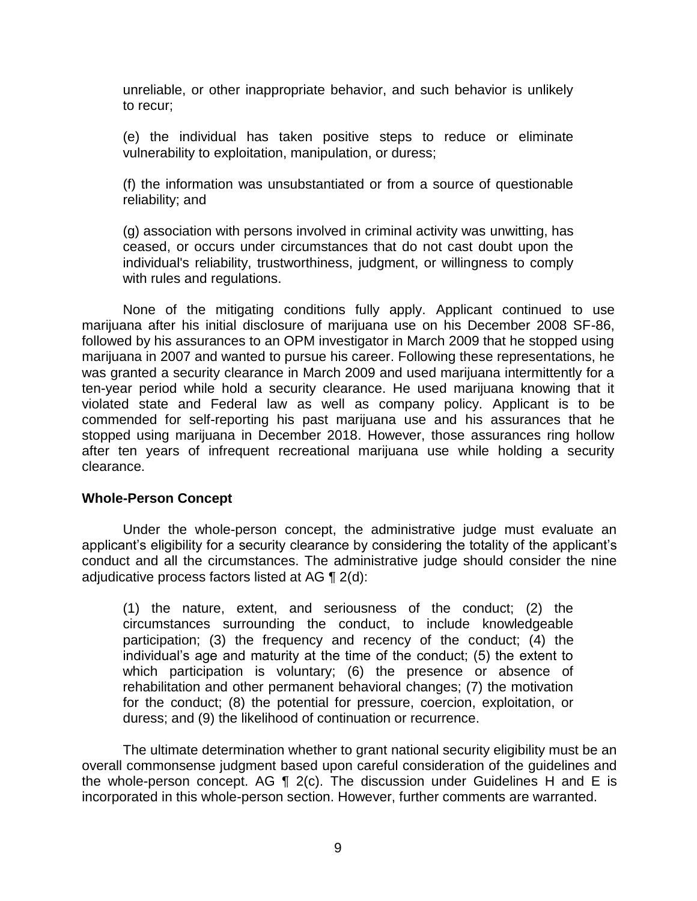unreliable, or other inappropriate behavior, and such behavior is unlikely to recur;

(e) the individual has taken positive steps to reduce or eliminate vulnerability to exploitation, manipulation, or duress;

(f) the information was unsubstantiated or from a source of questionable reliability; and

(g) association with persons involved in criminal activity was unwitting, has ceased, or occurs under circumstances that do not cast doubt upon the individual's reliability, trustworthiness, judgment, or willingness to comply with rules and regulations.

None of the mitigating conditions fully apply. Applicant continued to use marijuana after his initial disclosure of marijuana use on his December 2008 SF-86, followed by his assurances to an OPM investigator in March 2009 that he stopped using marijuana in 2007 and wanted to pursue his career. Following these representations, he was granted a security clearance in March 2009 and used marijuana intermittently for a ten-year period while hold a security clearance. He used marijuana knowing that it violated state and Federal law as well as company policy. Applicant is to be commended for self-reporting his past marijuana use and his assurances that he stopped using marijuana in December 2018. However, those assurances ring hollow after ten years of infrequent recreational marijuana use while holding a security clearance.

### Whole-Person Concept

Under the whole-person concept, the administrative judge must evaluate an applicant's eligibility for a security clearance by considering the totality of the applicant's conduct and all the circumstances. The administrative judge should consider the nine adjudicative process factors listed at AG ¶ 2(d):

(1) the nature, extent, and seriousness of the conduct; (2) the circumstances surrounding the conduct, to include knowledgeable participation; (3) the frequency and recency of the conduct; (4) the individual's age and maturity at the time of the conduct; (5) the extent to which participation is voluntary; (6) the presence or absence of rehabilitation and other permanent behavioral changes; (7) the motivation for the conduct; (8) the potential for pressure, coercion, exploitation, or duress; and (9) the likelihood of continuation or recurrence.

The ultimate determination whether to grant national security eligibility must be an overall commonsense judgment based upon careful consideration of the guidelines and the whole-person concept. AG ¶ 2(c). The discussion under Guidelines H and E is incorporated in this whole-person section. However, further comments are warranted.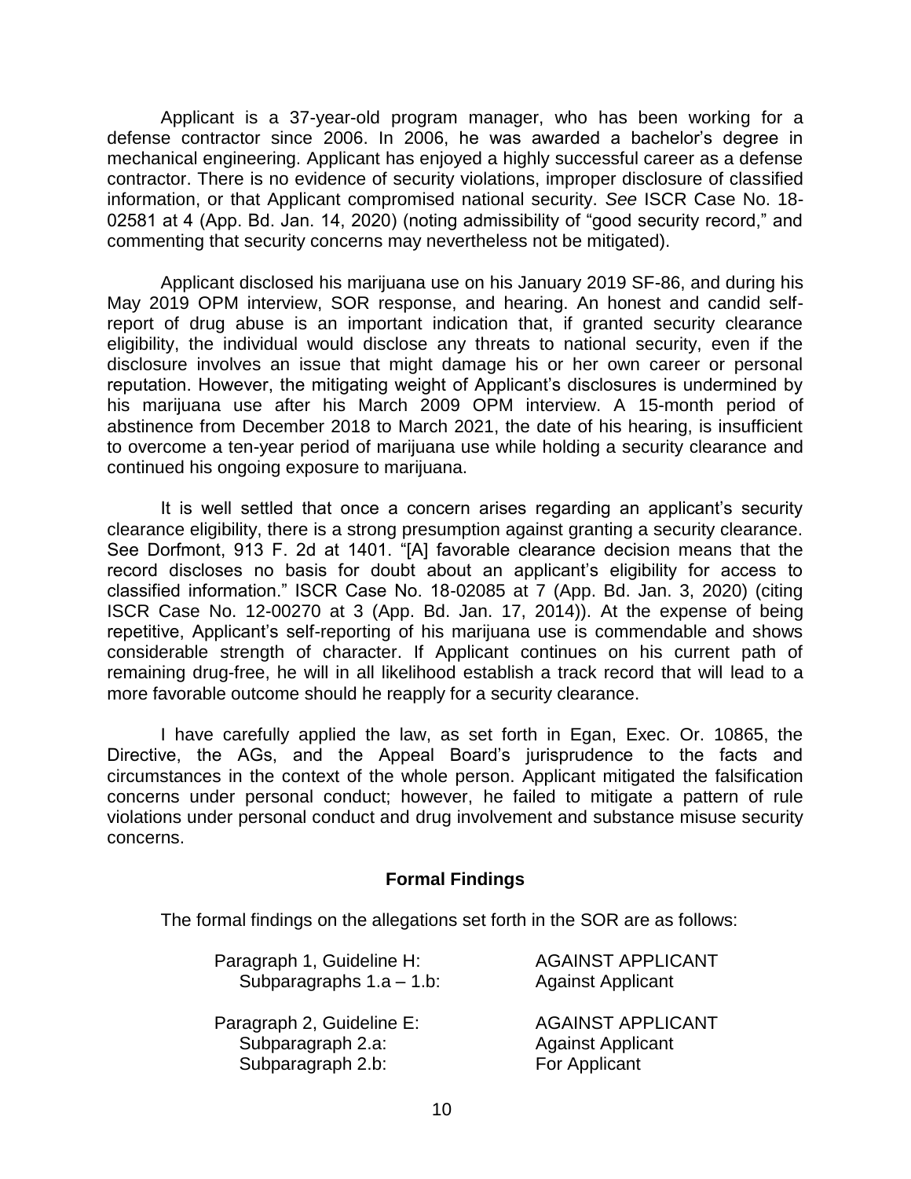Applicant is a 37-year-old program manager, who has been working for a defense contractor since 2006. In 2006, he was awarded a bachelor's degree in mechanical engineering. Applicant has enjoyed a highly successful career as a defense contractor. There is no evidence of security violations, improper disclosure of classified information, or that Applicant compromised national security. *See* ISCR Case No. 18-02581 at 4 (App. Bd. Jan. 14, 2020) (noting admissibility of "good security record," and commenting that security concerns may nevertheless not be mitigated).

Applicant disclosed his marijuana use on his January 2019 SF-86, and during his May 2019 OPM interview, SOR response, and hearing. An honest and candid self-report of drug abuse is an important indication that, if granted security clearance eligibility, the individual would disclose any threats to national security, even if the disclosure involves an issue that might damage his or her own career or personal reputation. However, the mitigating weight of Applicant's disclosures is undermined by his marijuana use after his March 2009 OPM interview. A 15-month period of abstinence from December 2018 to March 2021, the date of his hearing, is insufficient to overcome a ten-year period of marijuana use while holding a security clearance and continued his ongoing exposure to marijuana.

It is well settled that once a concern arises regarding an applicant's security clearance eligibility, there is a strong presumption against granting a security clearance. See Dorfmont, 913 F. 2d at 1401. "[A] favorable clearance decision means that the record discloses no basis for doubt about an applicant's eligibility for access to classified information." ISCR Case No. 18-02085 at 7 (App. Bd. Jan. 3, 2020) (citing ISCR Case No. 12-00270 at 3 (App. Bd. Jan. 17, 2014)). At the expense of being repetitive, Applicant's self-reporting of his marijuana use is commendable and shows considerable strength of character. If Applicant continues on his current path of remaining drug-free, he will in all likelihood establish a track record that will lead to a more favorable outcome should he reapply for a security clearance.

I have carefully applied the law, as set forth in Egan, Exec. Or. 10865, the Directive, the AGs, and the Appeal Board's jurisprudence to the facts and circumstances in the context of the whole person. Applicant mitigated the falsification concerns under personal conduct; however, he failed to mitigate a pattern of rule violations under personal conduct and drug involvement and substance misuse security concerns.

## Formal Findings

The formal findings on the allegations set forth in the SOR are as follows:

| | |
|---|---|
| Paragraph 1, Guideline H: | AGAINST APPLICANT |
| Subparagraphs 1.a – 1.b: | Against Applicant |
| | |
| Paragraph 2, Guideline E: | AGAINST APPLICANT |
| Subparagraph 2.a: | Against Applicant |
| Subparagraph 2.b: | For Applicant |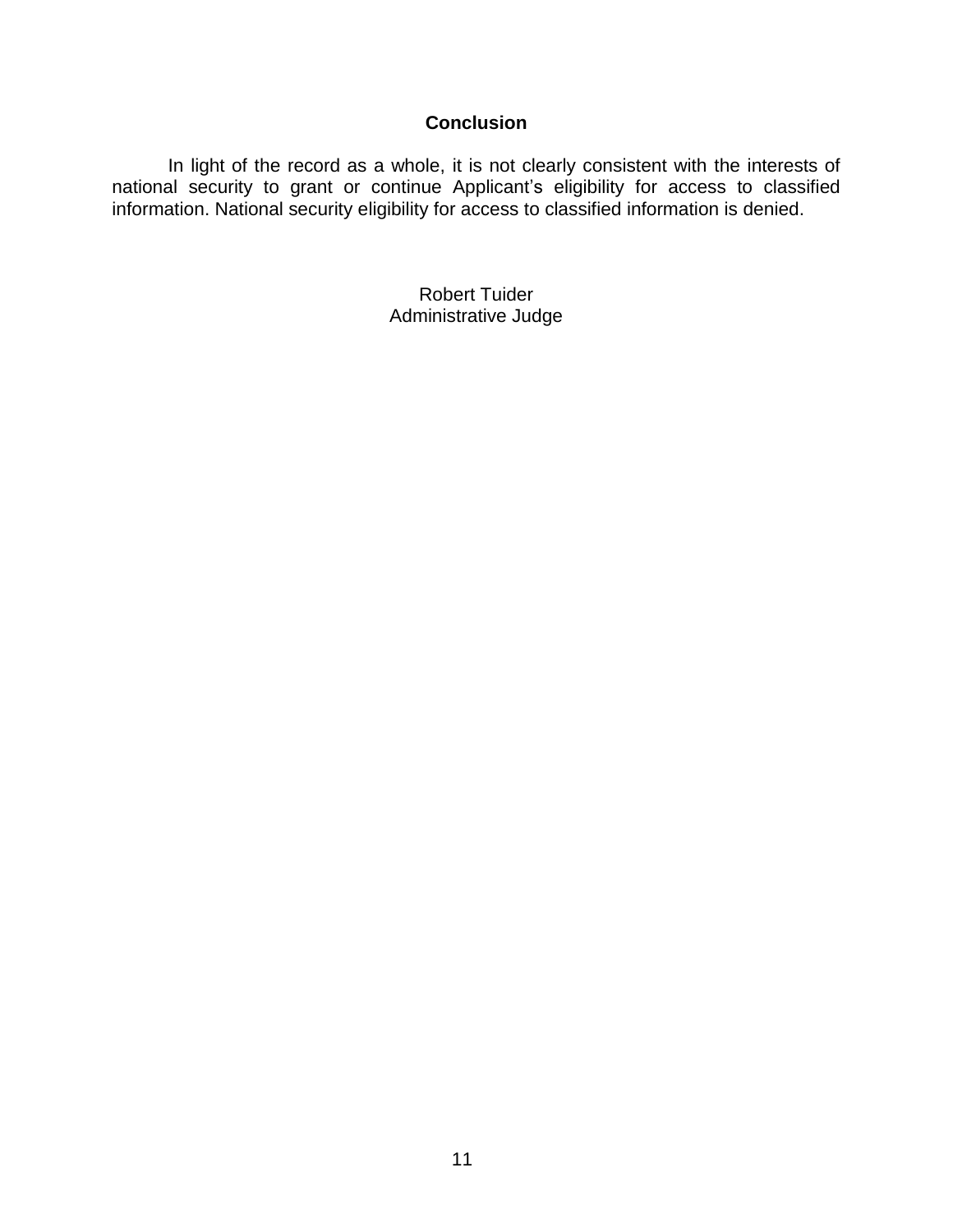## Conclusion

In light of the record as a whole, it is not clearly consistent with the interests of national security to grant or continue Applicant's eligibility for access to classified information. National security eligibility for access to classified information is denied.

Robert Tuider
Administrative Judge